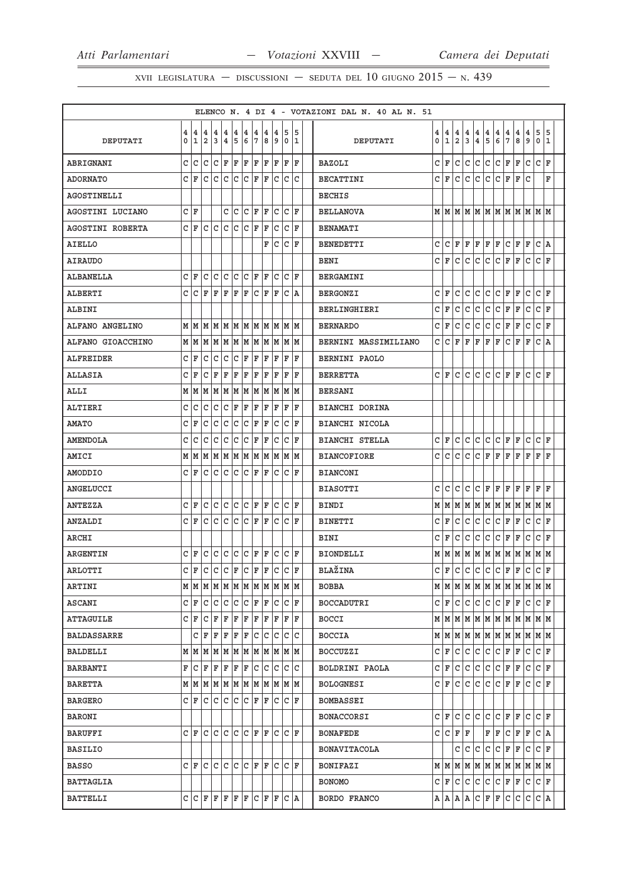ELENCO N. 4 DI 4 - VOTAZIONI DAL N. 40 AL N. 51

| DEPUTATI | 40 | 41 | 42 | 43 | 44 | 45 | 46 | 47 | 48 | 49 | 50 | 51 | DEPUTATI | 40 | 41 | 42 | 43 | 44 | 45 | 46 | 47 | 48 | 49 | 50 | 51 |
|---|---|---|---|---|---|---|---|---|---|---|---|---|---|---|---|---|---|---|---|---|---|---|---|---|---|
| ABRIGNANI | C | C | C | C | F | F | F | F | F | F | F | F | BAZOLI | C | F | C | C | C | C | C | F | F | C | C | F |
| ADORNATO | C | F | C | C | C | C | C | F | F | C | C | C | BECATTINI | C | F | C | C | C | C | C | F | F | C | | F |
| AGOSTINELLI | | | | | | | | | | | | | BECHIS | | | | | | | | | | | | |
| AGOSTINI LUCIANO | C | F | | | C | C | C | F | F | C | C | F | BELLANOVA | M | M | M | M | M | M | M | M | M | M | M | M |
| AGOSTINI ROBERTA | C | F | C | C | C | C | C | F | F | C | C | F | BENAMATI | | | | | | | | | | | | |
| AIELLO | | | | | | | | | F | C | C | F | BENEDETTI | C | C | F | F | F | F | F | C | F | F | C | A |
| AIRAUDO | | | | | | | | | | | | | BENI | C | F | C | C | C | C | C | F | F | C | C | F |
| ALBANELLA | C | F | C | C | C | C | C | F | F | C | C | F | BERGAMINI | | | | | | | | | | | | |
| ALBERTI | C | C | F | F | F | F | F | C | F | F | C | A | BERGONZI | C | F | C | C | C | C | C | F | F | C | C | F |
| ALBINI | | | | | | | | | | | | | BERLINGHIERI | C | F | C | C | C | C | C | F | F | C | C | F |
| ALFANO ANGELINO | M | M | M | M | M | M | M | M | M | M | M | M | BERNARDO | C | F | C | C | C | C | C | F | F | C | C | F |
| ALFANO GIOACCHINO | M | M | M | M | M | M | M | M | M | M | M | M | BERNINI MASSIMILIANO | C | C | F | F | F | F | F | C | F | F | C | A |
| ALFREIDER | C | F | C | C | C | C | F | F | F | F | F | F | BERNINI PAOLO | | | | | | | | | | | | |
| ALLASIA | C | F | C | F | F | F | F | F | F | F | F | F | BERRETTA | C | F | C | C | C | C | C | F | F | C | C | F |
| ALLI | M | M | M | M | M | M | M | M | M | M | M | M | BERSANI | | | | | | | | | | | | |
| ALTIERI | C | C | C | C | C | F | F | F | F | F | F | F | BIANCHI DORINA | | | | | | | | | | | | |
| AMATO | C | F | C | C | C | C | C | F | F | C | C | F | BIANCHI NICOLA | | | | | | | | | | | | |
| AMENDOLA | C | C | C | C | C | C | C | F | F | C | C | F | BIANCHI STELLA | C | F | C | C | C | C | C | F | F | C | C | F |
| AMICI | M | M | M | M | M | M | M | M | M | M | M | M | BIANCOFIORE | C | C | C | C | C | F | F | F | F | F | F | F |
| AMODDIO | C | F | C | C | C | C | C | F | F | C | C | F | BIANCONI | | | | | | | | | | | | |
| ANGELUCCI | | | | | | | | | | | | | BIASOTTI | C | C | C | C | C | F | F | F | F | F | F | F |
| ANTEZZA | C | F | C | C | C | C | C | F | F | C | C | F | BINDI | M | M | M | M | M | M | M | M | M | M | M | M |
| ANZALDI | C | F | C | C | C | C | C | F | F | C | C | F | BINETTI | C | F | C | C | C | C | C | F | F | C | C | F |
| ARCHI | | | | | | | | | | | | | BINI | C | F | C | C | C | C | C | F | F | C | C | F |
| ARGENTIN | C | F | C | C | C | C | C | F | F | C | C | F | BIONDELLI | M | M | M | M | M | M | M | M | M | M | M | M |
| ARLOTTI | C | F | C | C | C | F | C | F | F | C | C | F | BLAŽINA | C | F | C | C | C | C | C | F | F | C | C | F |
| ARTINI | M | M | M | M | M | M | M | M | M | M | M | M | BOBBA | M | M | M | M | M | M | M | M | M | M | M | M |
| ASCANI | C | F | C | C | C | C | C | F | F | C | C | F | BOCCADUTRI | C | F | C | C | C | C | C | F | F | C | C | F |
| ATTAGUILE | C | F | C | F | F | F | F | F | F | F | F | F | BOCCI | M | M | M | M | M | M | M | M | M | M | M | M |
| BALDASSARRE | | C | F | F | F | F | F | C | C | C | C | C | BOCCIA | M | M | M | M | M | M | M | M | M | M | M | M |
| BALDELLI | M | M | M | M | M | M | M | M | M | M | M | M | BOCCUZZI | C | F | C | C | C | C | C | F | F | C | C | F |
| BARBANTI | F | C | F | F | F | F | F | C | C | C | C | C | BOLDRINI PAOLA | C | F | C | C | C | C | C | F | F | C | C | F |
| BARETTA | M | M | M | M | M | M | M | M | M | M | M | M | BOLOGNESI | C | F | C | C | C | C | C | F | F | C | C | F |
| BARGERO | C | F | C | C | C | C | C | F | F | C | C | F | BOMBASSEI | | | | | | | | | | | | |
| BARONI | | | | | | | | | | | | | BONACCORSI | C | F | C | C | C | C | C | F | F | C | C | F |
| BARUFFI | C | F | C | C | C | C | C | F | F | C | C | F | BONAFEDE | C | C | F | F | | F | F | C | F | F | C | A |
| BASILIO | | | | | | | | | | | | | BONAVITACOLA | | | C | C | C | C | C | F | F | C | C | F |
| BASSO | C | F | C | C | C | C | C | F | F | C | C | F | BONIFAZI | M | M | M | M | M | M | M | M | M | M | M | M |
| BATTAGLIA | | | | | | | | | | | | | BONOMO | C | F | C | C | C | C | C | F | F | C | C | F |
| BATTELLI | C | C | F | F | F | F | F | C | F | F | C | A | BORDO FRANCO | A | A | A | A | C | F | F | C | C | C | C | A |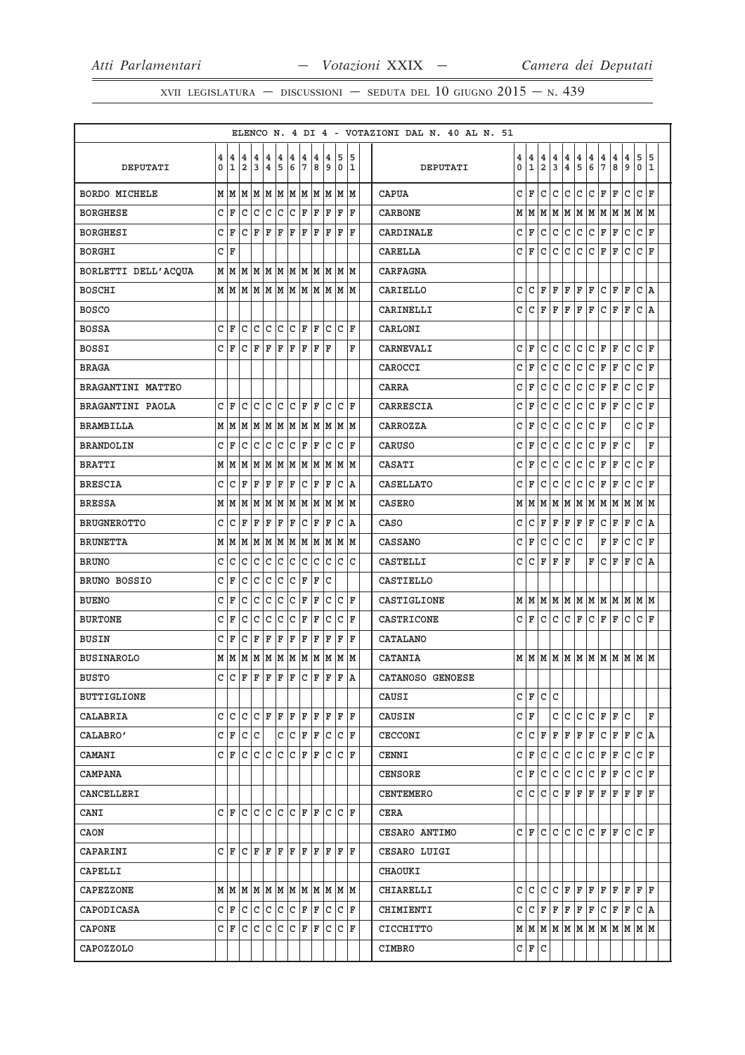ELENCO N. 4 DI 4 - VOTAZIONI DAL N. 40 AL N. 51

| DEPUTATI | 40 | 41 | 42 | 43 | 44 | 45 | 46 | 47 | 48 | 49 | 50 | 51 |
|---|---|---|---|---|---|---|---|---|---|---|---|---|
| BORDO MICHELE | M | M | M | M | M | M | M | M | M | M | M | M |
| BORGHESE | C | F | C | C | C | C | C | F | F | F | F | F |
| BORGHESI | C | F | C | F | F | F | F | F | F | F | F | F |
| BORGHI | C | F | | | | | | | | | | |
| BORLETTI DELL'ACQUA | M | M | M | M | M | M | M | M | M | M | M | M |
| BOSCHI | M | M | M | M | M | M | M | M | M | M | M | M |
| BOSCO | | | | | | | | | | | | |
| BOSSA | C | F | C | C | C | C | C | F | F | C | C | F |
| BOSSI | C | F | C | F | F | F | F | F | F | F | | F |
| BRAGA | | | | | | | | | | | | |
| BRAGANTINI MATTEO | | | | | | | | | | | | |
| BRAGANTINI PAOLA | C | F | C | C | C | C | C | F | F | C | C | F |
| BRAMBILLA | M | M | M | M | M | M | M | M | M | M | M | M |
| BRANDOLIN | C | F | C | C | C | C | C | F | F | C | C | F |
| BRATTI | M | M | M | M | M | M | M | M | M | M | M | M |
| BRESCIA | C | C | F | F | F | F | F | C | F | F | C | A |
| BRESSA | M | M | M | M | M | M | M | M | M | M | M | M |
| BRUGNEROTTO | C | C | F | F | F | F | F | C | F | F | C | A |
| BRUNETTA | M | M | M | M | M | M | M | M | M | M | M | M |
| BRUNO | C | C | C | C | C | C | C | C | C | C | C | C |
| BRUNO BOSSIO | C | F | C | C | C | C | C | F | F | C | | |
| BUENO | C | F | C | C | C | C | C | F | F | C | C | F |
| BURTONE | C | F | C | C | C | C | C | F | F | C | C | F |
| BUSIN | C | F | C | F | F | F | F | F | F | F | F | F |
| BUSINAROLO | M | M | M | M | M | M | M | M | M | M | M | M |
| BUSTO | C | C | F | F | F | F | F | C | F | F | F | A |
| BUTTIGLIONE | | | | | | | | | | | | |
| CALABRIA | C | C | C | C | F | F | F | F | F | F | F | F |
| CALABRO' | C | F | C | C | | C | C | F | F | C | C | F |
| CAMANI | C | F | C | C | C | C | C | F | F | C | C | F |
| CAMPANA | | | | | | | | | | | | |
| CANCELLERI | | | | | | | | | | | | |
| CANI | C | F | C | C | C | C | C | F | F | C | C | F |
| CAON | | | | | | | | | | | | |
| CAPARINI | C | F | C | F | F | F | F | F | F | F | F | F |
| CAPELLI | | | | | | | | | | | | |
| CAPEZZONE | M | M | M | M | M | M | M | M | M | M | M | M |
| CAPODICASA | C | F | C | C | C | C | C | F | F | C | C | F |
| CAPONE | C | F | C | C | C | C | C | F | F | C | C | F |
| CAPOZZOLO | | | | | | | | | | | | |
| CAPUA | C | F | C | C | C | C | C | F | F | C | C | F |
| CARBONE | M | M | M | M | M | M | M | M | M | M | M | M |
| CARDINALE | C | F | C | C | C | C | C | F | F | C | C | F |
| CARELLA | C | F | C | C | C | C | C | F | F | C | C | F |
| CARFAGNA | | | | | | | | | | | | |
| CARIELLO | C | C | F | F | F | F | F | C | F | F | C | A |
| CARINELLI | C | C | F | F | F | F | F | C | F | F | C | A |
| CARLONI | | | | | | | | | | | | |
| CARNEVALI | C | F | C | C | C | C | C | F | F | C | C | F |
| CAROCCI | C | F | C | C | C | C | C | F | F | C | C | F |
| CARRA | C | F | C | C | C | C | C | F | F | C | C | F |
| CARRESCIA | C | F | C | C | C | C | C | F | F | C | C | F |
| CARROZZA | C | F | C | C | C | C | C | F | | C | C | F |
| CARUSO | C | F | C | C | C | C | C | F | F | C | | F |
| CASATI | C | F | C | C | C | C | C | F | F | C | C | F |
| CASELLATO | C | F | C | C | C | C | C | F | F | C | C | F |
| CASERO | M | M | M | M | M | M | M | M | M | M | M | M |
| CASO | C | C | F | F | F | F | F | C | F | F | C | A |
| CASSANO | C | F | C | C | C | C | | F | F | C | C | F |
| CASTELLI | C | C | F | F | F | | F | C | F | F | C | A |
| CASTIELLO | | | | | | | | | | | | |
| CASTIGLIONE | M | M | M | M | M | M | M | M | M | M | M | M |
| CASTRICONE | C | F | C | C | C | F | C | F | F | C | C | F |
| CATALANO | | | | | | | | | | | | |
| CATANIA | M | M | M | M | M | M | M | M | M | M | M | M |
| CATANOSO GENOESE | | | | | | | | | | | | |
| CAUSI | C | F | C | C | | | | | | | | |
| CAUSIN | C | F | | C | C | C | C | F | F | C | | F |
| CECCONI | C | C | F | F | F | F | F | C | F | F | C | A |
| CENNI | C | F | C | C | C | C | C | F | F | C | C | F |
| CENSORE | C | F | C | C | C | C | C | F | F | C | C | F |
| CENTEMERO | C | C | C | C | F | F | F | F | F | F | F | F |
| CERA | | | | | | | | | | | | |
| CESARO ANTIMO | C | F | C | C | C | C | C | F | F | C | C | F |
| CESARO LUIGI | | | | | | | | | | | | |
| CHAOUKI | | | | | | | | | | | | |
| CHIARELLI | C | C | C | C | F | F | F | F | F | F | F | F |
| CHIMIENTI | C | C | F | F | F | F | F | C | F | F | C | A |
| CICCHITTO | M | M | M | M | M | M | M | M | M | M | M | M |
| CIMBRO | C | F | C | | | | | | | | | |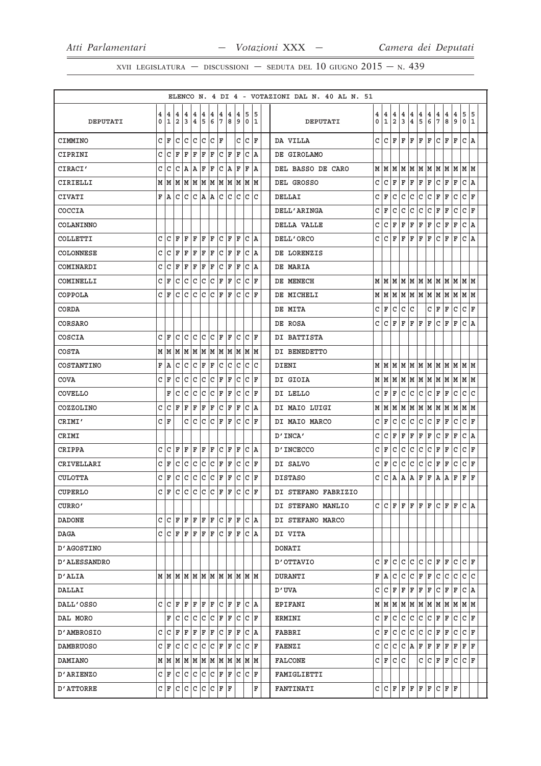ELENCO N. 4 DI 4 - VOTAZIONI DAL N. 40 AL N. 51

| DEPUTATI | 40 | 41 | 42 | 43 | 44 | 45 | 46 | 47 | 48 | 49 | 50 | 51 | DEPUTATI | 40 | 41 | 42 | 43 | 44 | 45 | 46 | 47 | 48 | 49 | 50 | 51 |
|---|---|---|---|---|---|---|---|---|---|---|---|---|---|---|---|---|---|---|---|---|---|---|---|---|---|
| CIMMINO | C | F | C | C | C | C | C | F | | C | C | F | DA VILLA | C | C | F | F | F | F | F | C | F | F | C | A |
| CIPRINI | C | C | F | F | F | F | F | C | F | F | C | A | DE GIROLAMO | | | | | | | | | | | | |
| CIRACI' | C | C | C | A | A | F | F | C | A | F | F | A | DEL BASSO DE CARO | M | M | M | M | M | M | M | M | M | M | M | M |
| CIRIELLI | M | M | M | M | M | M | M | M | M | M | M | M | DEL GROSSO | C | C | F | F | F | F | F | C | F | F | C | A |
| CIVATI | F | A | C | C | C | A | A | C | C | C | C | C | DELLAI | C | F | C | C | C | C | C | F | F | C | C | F |
| COCCIA | | | | | | | | | | | | | DELL'ARINGA | C | F | C | C | C | C | C | F | F | C | C | F |
| COLANINNO | | | | | | | | | | | | | DELLA VALLE | C | C | F | F | F | F | F | C | F | F | C | A |
| COLLETTI | C | C | F | F | F | F | F | C | F | F | C | A | DELL'ORCO | C | C | F | F | F | F | F | C | F | F | C | A |
| COLONNESE | C | C | F | F | F | F | F | C | F | F | C | A | DE LORENZIS | | | | | | | | | | | | |
| COMINARDI | C | C | F | F | F | F | F | C | F | F | C | A | DE MARIA | | | | | | | | | | | | |
| COMINELLI | C | F | C | C | C | C | C | F | F | C | C | F | DE MENECH | M | M | M | M | M | M | M | M | M | M | M | M |
| COPPOLA | C | F | C | C | C | C | C | F | F | C | C | F | DE MICHELI | M | M | M | M | M | M | M | M | M | M | M | M |
| CORDA | | | | | | | | | | | | | DE MITA | C | F | C | C | C | | C | F | F | C | C | F |
| CORSARO | | | | | | | | | | | | | DE ROSA | C | C | F | F | F | F | F | C | F | F | C | A |
| COSCIA | C | F | C | C | C | C | C | F | F | C | C | F | DI BATTISTA | | | | | | | | | | | | |
| COSTA | M | M | M | M | M | M | M | M | M | M | M | M | DI BENEDETTO | | | | | | | | | | | | |
| COSTANTINO | F | A | C | C | C | F | F | C | C | C | C | C | DIENI | M | M | M | M | M | M | M | M | M | M | M | M |
| COVA | C | F | C | C | C | C | C | F | F | C | C | F | DI GIOIA | M | M | M | M | M | M | M | M | M | M | M | M |
| COVELLO | | F | C | C | C | C | C | F | F | C | C | F | DI LELLO | C | F | F | C | C | C | C | F | F | C | C | C |
| COZZOLINO | C | C | F | F | F | F | F | C | F | F | C | A | DI MAIO LUIGI | M | M | M | M | M | M | M | M | M | M | M | M |
| CRIMI' | C | F | | C | C | C | C | F | F | C | C | F | DI MAIO MARCO | C | F | C | C | C | C | C | F | F | C | C | F |
| CRIMI | | | | | | | | | | | | | D'INCA' | C | C | F | F | F | F | F | C | F | F | C | A |
| CRIPPA | C | C | F | F | F | F | F | C | F | F | C | A | D'INCECCO | C | F | C | C | C | C | C | F | F | C | C | F |
| CRIVELLARI | C | F | C | C | C | C | C | F | F | C | C | F | DI SALVO | C | F | C | C | C | C | C | F | F | C | C | F |
| CULOTTA | C | F | C | C | C | C | C | F | F | C | C | F | DISTASO | C | C | A | A | A | F | F | A | A | F | F | F |
| CUPERLO | C | F | C | C | C | C | C | F | F | C | C | F | DI STEFANO FABRIZIO | | | | | | | | | | | | |
| CURRO' | | | | | | | | | | | | | DI STEFANO MANLIO | C | C | F | F | F | F | F | C | F | F | C | A |
| DADONE | C | C | F | F | F | F | F | C | F | F | C | A | DI STEFANO MARCO | | | | | | | | | | | | |
| DAGA | C | C | F | F | F | F | F | C | F | F | C | A | DI VITA | | | | | | | | | | | | |
| D'AGOSTINO | | | | | | | | | | | | | DONATI | | | | | | | | | | | | |
| D'ALESSANDRO | | | | | | | | | | | | | D'OTTAVIO | C | F | C | C | C | C | C | F | F | C | C | F |
| D'ALIA | M | M | M | M | M | M | M | M | M | M | M | M | DURANTI | F | A | C | C | C | F | F | C | C | C | C | C |
| DALLAI | | | | | | | | | | | | | D'UVA | C | C | F | F | F | F | F | C | F | F | C | A |
| DALL'OSSO | C | C | F | F | F | F | F | C | F | F | C | A | EPIFANI | M | M | M | M | M | M | M | M | M | M | M | M |
| DAL MORO | | F | C | C | C | C | C | F | F | C | C | F | ERMINI | C | F | C | C | C | C | C | F | F | C | C | F |
| D'AMBROSIO | C | C | F | F | F | F | F | C | F | F | C | A | FABBRI | C | F | C | C | C | C | C | F | F | C | C | F |
| DAMBRUOSO | C | F | C | C | C | C | C | F | F | C | C | F | FAENZI | C | C | C | C | A | F | F | F | F | F | F | F |
| DAMIANO | M | M | M | M | M | M | M | M | M | M | M | M | FALCONE | C | F | C | C | | C | C | F | F | C | C | F |
| D'ARIENZO | C | F | C | C | C | C | C | F | F | C | C | F | FAMIGLIETTI | | | | | | | | | | | | |
| D'ATTORRE | C | F | C | C | C | C | C | F | F | | | F | FANTINATI | C | C | F | F | F | F | F | C | F | F | | |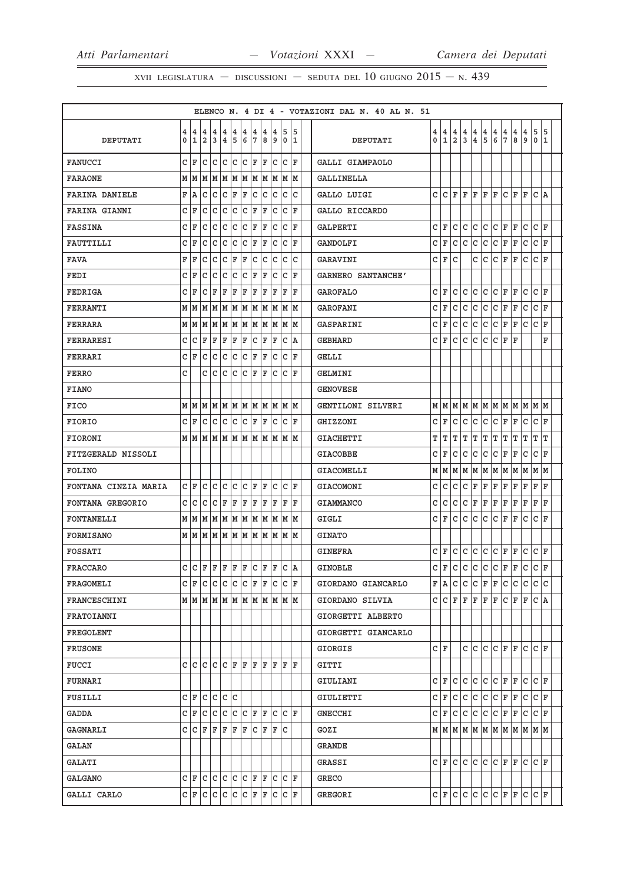ELENCO N. 4 DI 4 - VOTAZIONI DAL N. 40 AL N. 51

| DEPUTATI | 40 | 41 | 42 | 43 | 44 | 45 | 46 | 47 | 48 | 49 | 50 | 51 |
|---|---|---|---|---|---|---|---|---|---|---|---|---|
| FANUCCI | C | F | C | C | C | C | C | F | F | C | C | F |
| FARAONE | M | M | M | M | M | M | M | M | M | M | M | M |
| FARINA DANIELE | F | A | C | C | C | F | F | C | C | C | C | C |
| FARINA GIANNI | C | F | C | C | C | C | C | F | F | C | C | F |
| FASSINA | C | F | C | C | C | C | C | F | F | C | C | F |
| FAUTTILLI | C | F | C | C | C | C | C | F | F | C | C | F |
| FAVA | F | F | C | C | C | F | F | C | C | C | C | C |
| FEDI | C | F | C | C | C | C | C | F | F | C | C | F |
| FEDRIGA | C | F | C | F | F | F | F | F | F | F | F | F |
| FERRANTI | M | M | M | M | M | M | M | M | M | M | M | M |
| FERRARA | M | M | M | M | M | M | M | M | M | M | M | M |
| FERRARESI | C | C | F | F | F | F | F | C | F | F | C | A |
| FERRARI | C | F | C | C | C | C | C | F | F | C | C | F |
| FERRO | C | | C | C | C | C | C | F | F | C | C | F |
| FIANO | | | | | | | | | | | | |
| FICO | M | M | M | M | M | M | M | M | M | M | M | M |
| FIORIO | C | F | C | C | C | C | C | F | F | C | C | F |
| FIORONI | M | M | M | M | M | M | M | M | M | M | M | M |
| FITZGERALD NISSOLI | | | | | | | | | | | | |
| FOLINO | | | | | | | | | | | | |
| FONTANA CINZIA MARIA | C | F | C | C | C | C | C | F | F | C | C | F |
| FONTANA GREGORIO | C | C | C | C | F | F | F | F | F | F | F | F |
| FONTANELLI | M | M | M | M | M | M | M | M | M | M | M | M |
| FORMISANO | M | M | M | M | M | M | M | M | M | M | M | M |
| FOSSATI | | | | | | | | | | | | |
| FRACCARO | C | C | F | F | F | F | F | C | F | F | C | A |
| FRAGOMELI | C | F | C | C | C | C | C | F | F | C | C | F |
| FRANCESCHINI | M | M | M | M | M | M | M | M | M | M | M | M |
| FRATOIANNI | | | | | | | | | | | | |
| FREGOLENT | | | | | | | | | | | | |
| FRUSONE | | | | | | | | | | | | |
| FUCCI | C | C | C | C | C | F | F | F | F | F | F | F |
| FURNARI | | | | | | | | | | | | |
| FUSILLI | C | F | C | C | C | C | | | | | | |
| GADDA | C | F | C | C | C | C | C | F | F | C | C | F |
| GAGNARLI | C | C | F | F | F | F | F | C | F | F | C | |
| GALAN | | | | | | | | | | | | |
| GALATI | | | | | | | | | | | | |
| GALGANO | C | F | C | C | C | C | C | F | F | C | C | F |
| GALLI CARLO | C | F | C | C | C | C | C | F | F | C | C | F |
| GALLI GIAMPAOLO | | | | | | | | | | | | |
| GALLINELLA | | | | | | | | | | | | |
| GALLO LUIGI | C | C | F | F | F | F | F | C | F | F | C | A |
| GALLO RICCARDO | | | | | | | | | | | | |
| GALPERTI | C | F | C | C | C | C | C | F | F | C | C | F |
| GANDOLFI | C | F | C | C | C | C | C | F | F | C | C | F |
| GARAVINI | C | F | C | | C | C | C | F | F | C | C | F |
| GARNERO SANTANCHE' | | | | | | | | | | | | |
| GAROFALO | C | F | C | C | C | C | C | F | F | C | C | F |
| GAROFANI | C | F | C | C | C | C | C | F | F | C | C | F |
| GASPARINI | C | F | C | C | C | C | C | F | F | C | C | F |
| GEBHARD | C | F | C | C | C | C | C | F | F | | | F |
| GELLI | | | | | | | | | | | | |
| GELMINI | | | | | | | | | | | | |
| GENOVESE | | | | | | | | | | | | |
| GENTILONI SILVERI | M | M | M | M | M | M | M | M | M | M | M | M |
| GHIZZONI | C | F | C | C | C | C | C | F | F | C | C | F |
| GIACHETTI | T | T | T | T | T | T | T | T | T | T | T | T |
| GIACOBBE | C | F | C | C | C | C | C | F | F | C | C | F |
| GIACOMELLI | M | M | M | M | M | M | M | M | M | M | M | M |
| GIACOMONI | C | C | C | C | F | F | F | F | F | F | F | F |
| GIAMMANCO | C | C | C | C | F | F | F | F | F | F | F | F |
| GIGLI | C | F | C | C | C | C | C | F | F | C | C | F |
| GINATO | | | | | | | | | | | | |
| GINEFRA | C | F | C | C | C | C | C | F | F | C | C | F |
| GINOBLE | C | F | C | C | C | C | C | F | F | C | C | F |
| GIORDANO GIANCARLO | F | A | C | C | C | F | F | C | C | C | C | C |
| GIORDANO SILVIA | C | C | F | F | F | F | F | C | F | F | C | A |
| GIORGETTI ALBERTO | | | | | | | | | | | | |
| GIORGETTI GIANCARLO | | | | | | | | | | | | |
| GIORGIS | C | F | | | C | C | C | F | F | C | C | F |
| GITTI | | | | | | | | | | | | |
| GIULIANI | C | F | C | C | C | C | C | F | F | C | C | F |
| GIULIETTI | C | F | C | C | C | C | C | F | F | C | C | F |
| GNECCHI | C | F | C | C | C | C | C | F | F | C | C | F |
| GOZI | M | M | M | M | M | M | M | M | M | M | M | M |
| GRANDE | | | | | | | | | | | | |
| GRASSI | C | F | C | C | C | C | C | F | F | C | C | F |
| GRECO | | | | | | | | | | | | |
| GREGORI | C | F | C | C | C | C | C | F | F | C | C | F |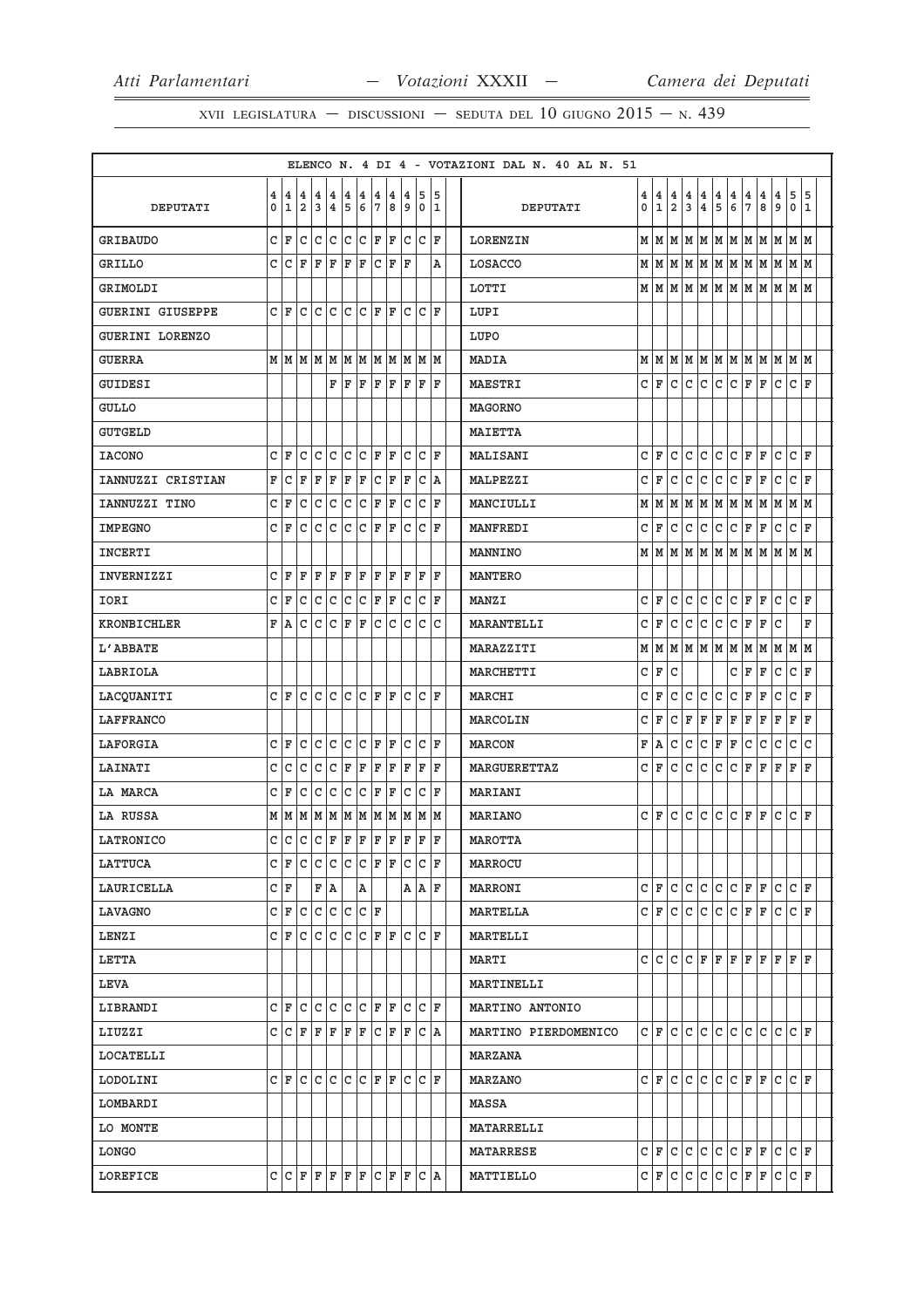ELENCO N. 4 DI 4 - VOTAZIONI DAL N. 40 AL N. 51

| DEPUTATI | 40 | 41 | 42 | 43 | 44 | 45 | 46 | 47 | 48 | 49 | 50 | 51 |
|---|---|---|---|---|---|---|---|---|---|---|---|---|
| GRIBAUDO | C | F | C | C | C | C | C | F | F | C | C | F |
| GRILLO | C | C | F | F | F | F | F | C | F | F | | A |
| GRIMOLDI | | | | | | | | | | | | |
| GUERINI GIUSEPPE | C | F | C | C | C | C | C | F | F | C | C | F |
| GUERINI LORENZO | | | | | | | | | | | | |
| GUERRA | M | M | M | M | M | M | M | M | M | M | M | M |
| GUIDESI | | | | | F | F | F | F | F | F | F | F |
| GULLO | | | | | | | | | | | | |
| GUTGELD | | | | | | | | | | | | |
| IACONO | C | F | C | C | C | C | C | F | F | C | C | F |
| IANNUZZI CRISTIAN | F | C | F | F | F | F | F | C | F | F | C | A |
| IANNUZZI TINO | C | F | C | C | C | C | C | F | F | C | C | F |
| IMPEGNO | C | F | C | C | C | C | C | F | F | C | C | F |
| INCERTI | | | | | | | | | | | | |
| INVERNIZZI | C | F | F | F | F | F | F | F | F | F | F | F |
| IORI | C | F | C | C | C | C | C | F | F | C | C | F |
| KRONBICHLER | F | A | C | C | C | F | F | C | C | C | C | C |
| L'ABBATE | | | | | | | | | | | | |
| LABRIOLA | | | | | | | | | | | | |
| LACQUANITI | C | F | C | C | C | C | C | F | F | C | C | F |
| LAFFRANCO | | | | | | | | | | | | |
| LAFORGIA | C | F | C | C | C | C | C | F | F | C | C | F |
| LAINATI | C | C | C | C | C | F | F | F | F | F | F | F |
| LA MARCA | C | F | C | C | C | C | C | F | F | C | C | F |
| LA RUSSA | M | M | M | M | M | M | M | M | M | M | M | M |
| LATRONICO | C | C | C | C | F | F | F | F | F | F | F | F |
| LATTUCA | C | F | C | C | C | C | C | F | F | C | C | F |
| LAURICELLA | C | F | | F | A | | A | | | A | A | F |
| LAVAGNO | C | F | C | C | C | C | C | F | | | | |
| LENZI | C | F | C | C | C | C | C | F | F | C | C | F |
| LETTA | | | | | | | | | | | | |
| LEVA | | | | | | | | | | | | |
| LIBRANDI | C | F | C | C | C | C | C | F | F | C | C | F |
| LIUZZI | C | C | F | F | F | F | F | C | F | F | C | A |
| LOCATELLI | | | | | | | | | | | | |
| LODOLINI | C | F | C | C | C | C | C | F | F | C | C | F |
| LOMBARDI | | | | | | | | | | | | |
| LO MONTE | | | | | | | | | | | | |
| LONGO | | | | | | | | | | | | |
| LOREFICE | C | C | F | F | F | F | F | C | F | F | C | A |
| LORENZIN | M | M | M | M | M | M | M | M | M | M | M | M |
| LOSACCO | M | M | M | M | M | M | M | M | M | M | M | M |
| LOTTI | M | M | M | M | M | M | M | M | M | M | M | M |
| LUPI | | | | | | | | | | | | |
| LUPO | | | | | | | | | | | | |
| MADIA | M | M | M | M | M | M | M | M | M | M | M | M |
| MAESTRI | C | F | C | C | C | C | C | F | F | C | C | F |
| MAGORNO | | | | | | | | | | | | |
| MAIETTA | | | | | | | | | | | | |
| MALISANI | C | F | C | C | C | C | C | F | F | C | C | F |
| MALPEZZI | C | F | C | C | C | C | C | F | F | C | C | F |
| MANCIULLI | M | M | M | M | M | M | M | M | M | M | M | M |
| MANFREDI | C | F | C | C | C | C | C | F | F | C | C | F |
| MANNINO | M | M | M | M | M | M | M | M | M | M | M | M |
| MANTERO | | | | | | | | | | | | |
| MANZI | C | F | C | C | C | C | C | F | F | C | C | F |
| MARANTELLI | C | F | C | C | C | C | C | F | F | C | | F |
| MARAZZITI | M | M | M | M | M | M | M | M | M | M | M | M |
| MARCHETTI | C | F | C | | | | C | F | F | C | C | F |
| MARCHI | C | F | C | C | C | C | C | F | F | C | C | F |
| MARCOLIN | C | F | C | F | F | F | F | F | F | F | F | F |
| MARCON | F | A | C | C | C | F | F | C | C | C | C | C |
| MARGUERETTAZ | C | F | C | C | C | C | C | F | F | F | F | F |
| MARIANI | | | | | | | | | | | | |
| MARIANO | C | F | C | C | C | C | C | F | F | C | C | F |
| MAROTTA | | | | | | | | | | | | |
| MARROCU | | | | | | | | | | | | |
| MARRONI | C | F | C | C | C | C | C | F | F | C | C | F |
| MARTELLA | C | F | C | C | C | C | C | F | F | C | C | F |
| MARTELLI | | | | | | | | | | | | |
| MARTI | C | C | C | C | F | F | F | F | F | F | F | F |
| MARTINELLI | | | | | | | | | | | | |
| MARTINO ANTONIO | | | | | | | | | | | | |
| MARTINO PIERDOMENICO | C | F | C | C | C | C | C | C | C | C | C | F |
| MARZANA | | | | | | | | | | | | |
| MARZANO | C | F | C | C | C | C | C | F | F | C | C | F |
| MASSA | | | | | | | | | | | | |
| MATARRELLI | | | | | | | | | | | | |
| MATARRESE | C | F | C | C | C | C | C | F | F | C | C | F |
| MATTIELLO | C | F | C | C | C | C | C | F | F | C | C | F |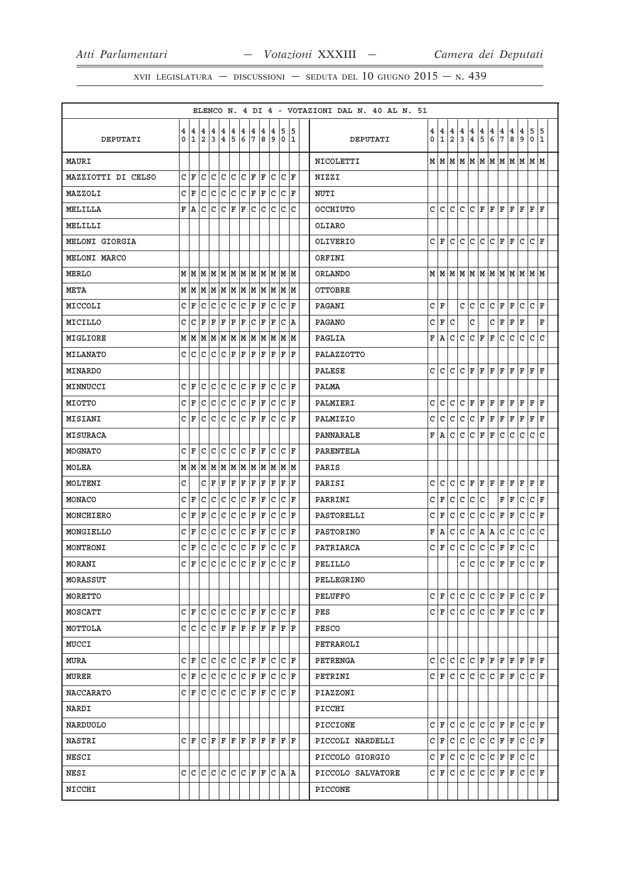ELENCO N. 4 DI 4 - VOTAZIONI DAL N. 40 AL N. 51

| DEPUTATI | 40 | 41 | 42 | 43 | 44 | 45 | 46 | 47 | 48 | 49 | 50 | 51 |
|---|---|---|---|---|---|---|---|---|---|---|---|---|
| MAURI | | | | | | | | | | | | |
| MAZZIOTTI DI CELSO | C | F | C | C | C | C | C | F | F | C | C | F |
| MAZZOLI | C | F | C | C | C | C | C | F | F | C | C | F |
| MELILLA | F | A | C | C | C | F | F | C | C | C | C | C |
| MELILLI | | | | | | | | | | | | |
| MELONI GIORGIA | | | | | | | | | | | | |
| MELONI MARCO | | | | | | | | | | | | |
| MERLO | M | M | M | M | M | M | M | M | M | M | M | M |
| META | M | M | M | M | M | M | M | M | M | M | M | M |
| MICCOLI | C | F | C | C | C | C | C | F | F | C | C | F |
| MICILLO | C | C | F | F | F | F | F | C | F | F | C | A |
| MIGLIORE | M | M | M | M | M | M | M | M | M | M | M | M |
| MILANATO | C | C | C | C | C | F | F | F | F | F | F | F |
| MINARDO | | | | | | | | | | | | |
| MINNUCCI | C | F | C | C | C | C | C | F | F | C | C | F |
| MIOTTO | C | F | C | C | C | C | C | F | F | C | C | F |
| MISIANI | C | F | C | C | C | C | C | F | F | C | C | F |
| MISURACA | | | | | | | | | | | | |
| MOGNATO | C | F | C | C | C | C | C | F | F | C | C | F |
| MOLEA | M | M | M | M | M | M | M | M | M | M | M | M |
| MOLTENI | C | | C | F | F | F | F | F | F | F | F | F |
| MONACO | C | F | C | C | C | C | C | F | F | C | C | F |
| MONCHIERO | C | F | F | C | C | C | C | F | F | C | C | F |
| MONGIELLO | C | F | C | C | C | C | C | F | F | C | C | F |
| MONTRONI | C | F | C | C | C | C | C | F | F | C | C | F |
| MORANI | C | F | C | C | C | C | C | F | F | C | C | F |
| MORASSUT | | | | | | | | | | | | |
| MORETTO | | | | | | | | | | | | |
| MOSCATT | C | F | C | C | C | C | C | F | F | C | C | F |
| MOTTOLA | C | C | C | C | F | F | F | F | F | F | F | F |
| MUCCI | | | | | | | | | | | | |
| MURA | C | F | C | C | C | C | C | F | F | C | C | F |
| MURER | C | F | C | C | C | C | C | F | F | C | C | F |
| NACCARATO | C | F | C | C | C | C | C | F | F | C | C | F |
| NARDI | | | | | | | | | | | | |
| NARDUOLO | | | | | | | | | | | | |
| NASTRI | C | F | C | F | F | F | F | F | F | F | F | F |
| NESCI | | | | | | | | | | | | |
| NESI | C | C | C | C | C | C | C | F | F | C | A | A |
| NICCHI | | | | | | | | | | | | |
| NICOLETTI | M | M | M | M | M | M | M | M | M | M | M | M |
| NIZZI | | | | | | | | | | | | |
| NUTI | | | | | | | | | | | | |
| OCCHIUTO | C | C | C | C | C | F | F | F | F | F | F | F |
| OLIARO | | | | | | | | | | | | |
| OLIVERIO | C | F | C | C | C | C | C | F | F | C | C | F |
| ORFINI | | | | | | | | | | | | |
| ORLANDO | M | M | M | M | M | M | M | M | M | M | M | M |
| OTTOBRE | | | | | | | | | | | | |
| PAGANI | C | F | | C | C | C | C | F | F | C | C | F |
| PAGANO | C | F | C | | C | | C | F | F | F | | F |
| PAGLIA | F | A | C | C | C | F | F | C | C | C | C | C |
| PALAZZOTTO | | | | | | | | | | | | |
| PALESE | C | C | C | C | F | F | F | F | F | F | F | F |
| PALMA | | | | | | | | | | | | |
| PALMIERI | C | C | C | C | F | F | F | F | F | F | F | F |
| PALMIZIO | C | C | C | C | F | F | F | F | F | F | F | F |
| PANNARALE | F | A | C | C | C | F | F | C | C | C | C | C |
| PARENTELA | | | | | | | | | | | | |
| PARIS | | | | | | | | | | | | |
| PARISI | C | C | C | C | F | F | F | F | F | F | F | F |
| PARRINI | C | F | C | C | C | C | | F | F | C | C | F |
| PASTORELLI | C | F | C | C | C | C | C | F | F | C | C | F |
| PASTORINO | F | A | C | C | C | A | A | C | C | C | C | C |
| PATRIARCA | C | F | C | C | C | C | C | F | F | C | C | |
| PELILLO | | | | C | C | C | C | F | F | C | C | F |
| PELLEGRINO | | | | | | | | | | | | |
| PELUFFO | C | F | C | C | C | C | C | F | F | C | C | F |
| PES | C | F | C | C | C | C | C | F | F | C | C | F |
| PESCO | | | | | | | | | | | | |
| PETRAROLI | | | | | | | | | | | | |
| PETRENGA | C | C | C | C | C | F | F | F | F | F | F | F |
| PETRINI | C | F | C | C | C | C | C | F | F | C | C | F |
| PIAZZONI | | | | | | | | | | | | |
| PICCHI | | | | | | | | | | | | |
| PICCIONE | C | F | C | C | C | C | C | F | F | C | C | F |
| PICCOLI NARDELLI | C | F | C | C | C | C | C | F | F | C | C | F |
| PICCOLO GIORGIO | C | F | C | C | C | C | C | F | F | C | C | |
| PICCOLO SALVATORE | C | F | C | C | C | C | C | F | F | C | C | F |
| PICCONE | | | | | | | | | | | | |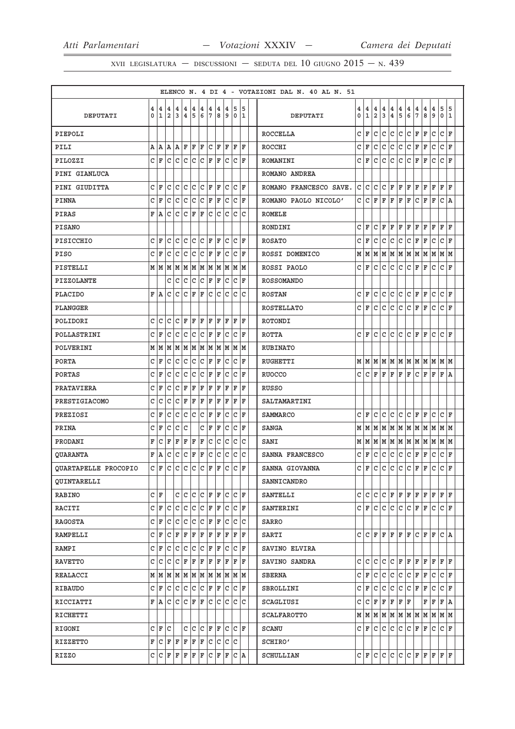ELENCO N. 4 DI 4 - VOTAZIONI DAL N. 40 AL N. 51

| DEPUTATI | 40 | 41 | 42 | 43 | 44 | 45 | 46 | 47 | 48 | 49 | 50 | 51 |
|---|---|---|---|---|---|---|---|---|---|---|---|---|
| PIEPOLI | | | | | | | | | | | | |
| PILI | A | A | A | A | F | F | F | C | F | F | F | F |
| PILOZZI | C | F | C | C | C | C | C | F | F | C | C | F |
| PINI GIANLUCA | | | | | | | | | | | | |
| PINI GIUDITTA | C | F | C | C | C | C | C | F | F | C | C | F |
| PINNA | C | F | C | C | C | C | C | F | F | C | C | F |
| PIRAS | F | A | C | C | C | F | F | C | C | C | C | C |
| PISANO | | | | | | | | | | | | |
| PISICCHIO | C | F | C | C | C | C | C | F | F | C | C | F |
| PISO | C | F | C | C | C | C | C | F | F | C | C | F |
| PISTELLI | M | M | M | M | M | M | M | M | M | M | M | M |
| PIZZOLANTE | | | C | C | C | C | C | F | F | C | C | F |
| PLACIDO | F | A | C | C | C | F | F | C | C | C | C | C |
| PLANGGER | | | | | | | | | | | | |
| POLIDORI | C | C | C | C | F | F | F | F | F | F | F | F |
| POLLASTRINI | C | F | C | C | C | C | C | F | F | C | C | F |
| POLVERINI | M | M | M | M | M | M | M | M | M | M | M | M |
| PORTA | C | F | C | C | C | C | C | F | F | C | C | F |
| PORTAS | C | F | C | C | C | C | C | F | F | C | C | F |
| PRATAVIERA | C | F | C | C | F | F | F | F | F | F | F | F |
| PRESTIGIACOMO | C | C | C | C | F | F | F | F | F | F | F | F |
| PREZIOSI | C | F | C | C | C | C | C | F | F | C | C | F |
| PRINA | C | F | C | C | C | | C | F | F | C | C | F |
| PRODANI | F | C | F | F | F | F | F | C | C | C | C | C |
| QUARANTA | F | A | C | C | C | F | F | C | C | C | C | C |
| QUARTAPELLE PROCOPIO | C | F | C | C | C | C | C | F | F | C | C | F |
| QUINTARELLI | | | | | | | | | | | | |
| RABINO | C | F | | C | C | C | C | F | F | C | C | F |
| RACITI | C | F | C | C | C | C | C | F | F | C | C | F |
| RAGOSTA | C | F | C | C | C | C | C | F | F | C | C | C |
| RAMPELLI | C | F | C | F | F | F | F | F | F | F | F | F |
| RAMPI | C | F | C | C | C | C | C | F | F | C | C | F |
| RAVETTO | C | C | C | C | F | F | F | F | F | F | F | F |
| REALACCI | M | M | M | M | M | M | M | M | M | M | M | M |
| RIBAUDO | C | F | C | C | C | C | C | F | F | C | C | F |
| RICCIATTI | F | A | C | C | C | F | F | C | C | C | C | C |
| RICHETTI | | | | | | | | | | | | |
| RIGONI | C | F | C | | C | C | C | F | F | C | C | F |
| RIZZETTO | F | C | F | F | F | F | F | C | C | C | C | |
| RIZZO | C | C | F | F | F | F | F | C | F | F | C | A |
| ROCCELLA | C | F | C | C | C | C | C | F | F | C | C | F |
| ROCCHI | C | F | C | C | C | C | C | F | F | C | C | F |
| ROMANINI | C | F | C | C | C | C | C | F | F | C | C | F |
| ROMANO ANDREA | | | | | | | | | | | | |
| ROMANO FRANCESCO SAVE. | C | C | C | C | F | F | F | F | F | F | F | F |
| ROMANO PAOLO NICOLO' | C | C | F | F | F | F | F | C | F | F | C | A |
| ROMELE | | | | | | | | | | | | |
| RONDINI | C | F | C | F | F | F | F | F | F | F | F | F |
| ROSATO | C | F | C | C | C | C | C | F | F | C | C | F |
| ROSSI DOMENICO | M | M | M | M | M | M | M | M | M | M | M | M |
| ROSSI PAOLO | C | F | C | C | C | C | C | F | F | C | C | F |
| ROSSOMANDO | | | | | | | | | | | | |
| ROSTAN | C | F | C | C | C | C | C | F | F | C | C | F |
| ROSTELLATO | C | F | C | C | C | C | C | F | F | C | C | F |
| ROTONDI | | | | | | | | | | | | |
| ROTTA | C | F | C | C | C | C | C | F | F | C | C | F |
| RUBINATO | | | | | | | | | | | | |
| RUGHETTI | M | M | M | M | M | M | M | M | M | M | M | M |
| RUOCCO | C | C | F | F | F | F | F | C | F | F | F | A |
| RUSSO | | | | | | | | | | | | |
| SALTAMARTINI | | | | | | | | | | | | |
| SAMMARCO | C | F | C | C | C | C | C | F | F | C | C | F |
| SANGA | M | M | M | M | M | M | M | M | M | M | M | M |
| SANI | M | M | M | M | M | M | M | M | M | M | M | M |
| SANNA FRANCESCO | C | F | C | C | C | C | C | F | F | C | C | F |
| SANNA GIOVANNA | C | F | C | C | C | C | C | F | F | C | C | F |
| SANNICANDRO | | | | | | | | | | | | |
| SANTELLI | C | C | C | C | F | F | F | F | F | F | F | F |
| SANTERINI | C | F | C | C | C | C | C | F | F | C | C | F |
| SARRO | | | | | | | | | | | | |
| SARTI | C | C | F | F | F | F | F | C | F | F | C | A |
| SAVINO ELVIRA | | | | | | | | | | | | |
| SAVINO SANDRA | C | C | C | C | C | F | F | F | F | F | F | F |
| SBERNA | C | F | C | C | C | C | C | F | F | C | C | F |
| SBROLLINI | C | F | C | C | C | C | C | F | F | C | C | F |
| SCAGLIUSI | C | C | F | F | F | F | F | | F | F | F | A |
| SCALFAROTTO | M | M | M | M | M | M | M | M | M | M | M | M |
| SCANU | C | F | C | C | C | C | C | F | F | C | C | F |
| SCHIRO' | | | | | | | | | | | | |
| SCHULLIAN | C | F | C | C | C | C | C | F | F | F | F | F |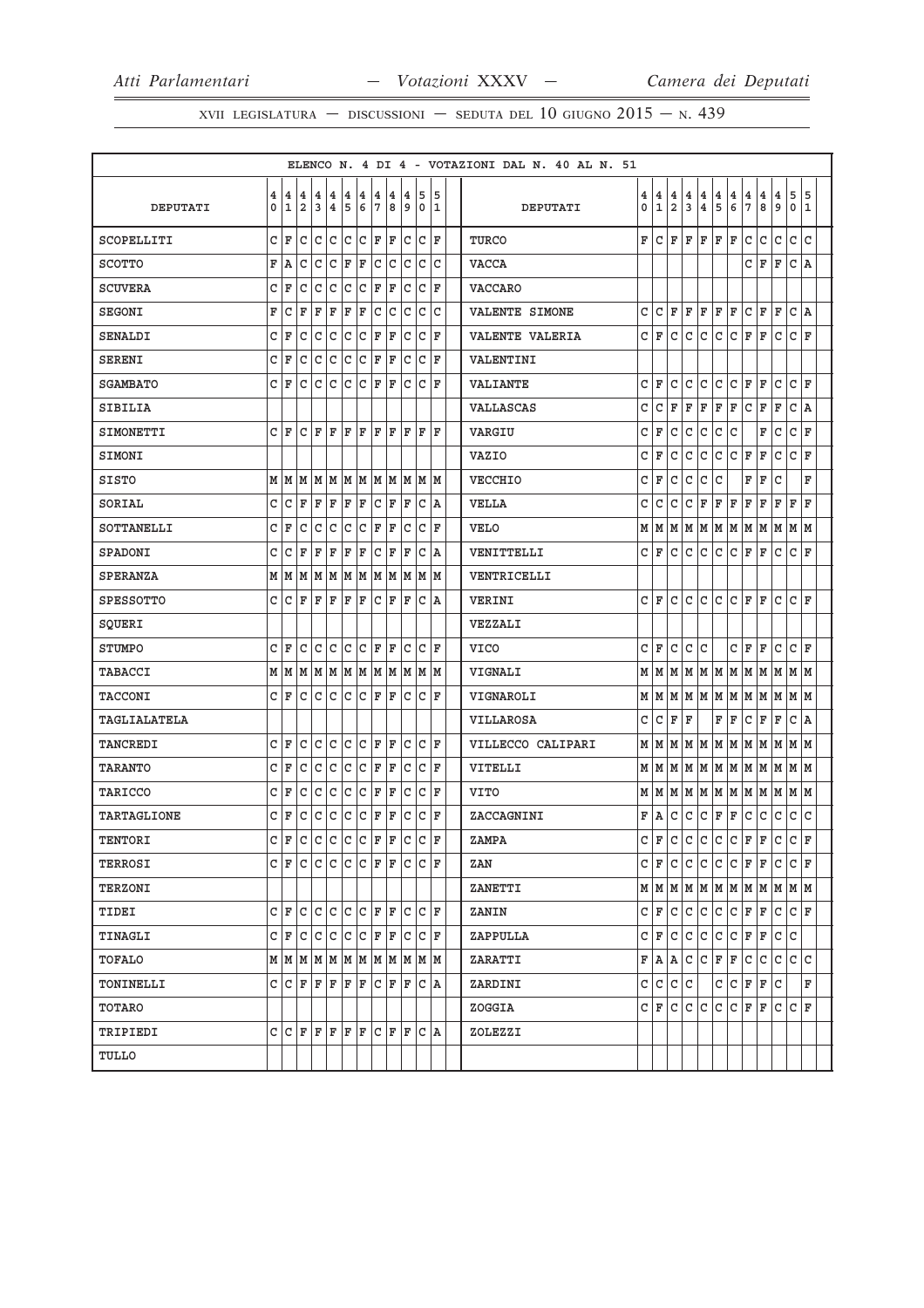ELENCO N. 4 DI 4 - VOTAZIONI DAL N. 40 AL N. 51

| DEPUTATI | 40 | 41 | 42 | 43 | 44 | 45 | 46 | 47 | 48 | 49 | 50 | 51 |
|---|---|---|---|---|---|---|---|---|---|---|---|---|
| SCOPELLITI | C | F | C | C | C | C | C | F | F | C | C | F |
| SCOTTO | F | A | C | C | C | F | F | C | C | C | C | C |
| SCUVERA | C | F | C | C | C | C | C | F | F | C | C | F |
| SEGONI | F | C | F | F | F | F | F | C | C | C | C | C |
| SENALDI | C | F | C | C | C | C | C | F | F | C | C | F |
| SERENI | C | F | C | C | C | C | C | F | F | C | C | F |
| SGAMBATO | C | F | C | C | C | C | C | F | F | C | C | F |
| SIBILIA | | | | | | | | | | | | |
| SIMONETTI | C | F | C | F | F | F | F | F | F | F | F | F |
| SIMONI | | | | | | | | | | | | |
| SISTO | M | M | M | M | M | M | M | M | M | M | M | M |
| SORIAL | C | C | F | F | F | F | F | C | F | F | C | A |
| SOTTANELLI | C | F | C | C | C | C | C | F | F | C | C | F |
| SPADONI | C | C | F | F | F | F | F | C | F | F | C | A |
| SPERANZA | M | M | M | M | M | M | M | M | M | M | M | M |
| SPESSOTTO | C | C | F | F | F | F | F | C | F | F | C | A |
| SQUERI | | | | | | | | | | | | |
| STUMPO | C | F | C | C | C | C | C | F | F | C | C | F |
| TABACCI | M | M | M | M | M | M | M | M | M | M | M | M |
| TACCONI | C | F | C | C | C | C | C | F | F | C | C | F |
| TAGLIALATELA | | | | | | | | | | | | |
| TANCREDI | C | F | C | C | C | C | C | F | F | C | C | F |
| TARANTO | C | F | C | C | C | C | C | F | F | C | C | F |
| TARICCO | C | F | C | C | C | C | C | F | F | C | C | F |
| TARTAGLIONE | C | F | C | C | C | C | C | F | F | C | C | F |
| TENTORI | C | F | C | C | C | C | C | F | F | C | C | F |
| TERROSI | C | F | C | C | C | C | C | F | F | C | C | F |
| TERZONI | | | | | | | | | | | | |
| TIDEI | C | F | C | C | C | C | C | F | F | C | C | F |
| TINAGLI | C | F | C | C | C | C | C | F | F | C | C | F |
| TOFALO | M | M | M | M | M | M | M | M | M | M | M | M |
| TONINELLI | C | C | F | F | F | F | F | C | F | F | C | A |
| TOTARO | | | | | | | | | | | | |
| TRIPIEDI | C | C | F | F | F | F | F | C | F | F | C | A |
| TULLO | | | | | | | | | | | | |
| TURCO | F | C | F | F | F | F | F | C | C | C | C | C |
| VACCA | | | | | | | | C | F | F | C | A |
| VACCARO | | | | | | | | | | | | |
| VALENTE SIMONE | C | C | F | F | F | F | F | C | F | F | C | A |
| VALENTE VALERIA | C | F | C | C | C | C | C | F | F | C | C | F |
| VALENTINI | | | | | | | | | | | | |
| VALIANTE | C | F | C | C | C | C | C | F | F | C | C | F |
| VALLASCAS | C | C | F | F | F | F | F | C | F | F | C | A |
| VARGIU | C | F | C | C | C | C | C | | F | C | C | F |
| VAZIO | C | F | C | C | C | C | C | F | F | C | C | F |
| VECCHIO | C | F | C | C | C | C | | F | F | C | | F |
| VELLA | C | C | C | C | F | F | F | F | F | F | F | F |
| VELO | M | M | M | M | M | M | M | M | M | M | M | M |
| VENITTELLI | C | F | C | C | C | C | C | F | F | C | C | F |
| VENTRICELLI | | | | | | | | | | | | |
| VERINI | C | F | C | C | C | C | C | F | F | C | C | F |
| VEZZALI | | | | | | | | | | | | |
| VICO | C | F | C | C | C | | C | F | F | C | C | F |
| VIGNALI | M | M | M | M | M | M | M | M | M | M | M | M |
| VIGNAROLI | M | M | M | M | M | M | M | M | M | M | M | M |
| VILLAROSA | C | C | F | F | | F | F | C | F | F | C | A |
| VILLECCO CALIPARI | M | M | M | M | M | M | M | M | M | M | M | M |
| VITELLI | M | M | M | M | M | M | M | M | M | M | M | M |
| VITO | M | M | M | M | M | M | M | M | M | M | M | M |
| ZACCAGNINI | F | A | C | C | C | F | F | C | C | C | C | C |
| ZAMPA | C | F | C | C | C | C | C | F | F | C | C | F |
| ZAN | C | F | C | C | C | C | C | F | F | C | C | F |
| ZANETTI | M | M | M | M | M | M | M | M | M | M | M | M |
| ZANIN | C | F | C | C | C | C | C | F | F | C | C | F |
| ZAPPULLA | C | F | C | C | C | C | C | F | F | C | C | |
| ZARATTI | F | A | A | C | C | F | F | C | C | C | C | C |
| ZARDINI | C | C | C | C | | C | C | F | F | C | | F |
| ZOGGIA | C | F | C | C | C | C | C | F | F | C | C | F |
| ZOLEZZI | | | | | | | | | | | | |